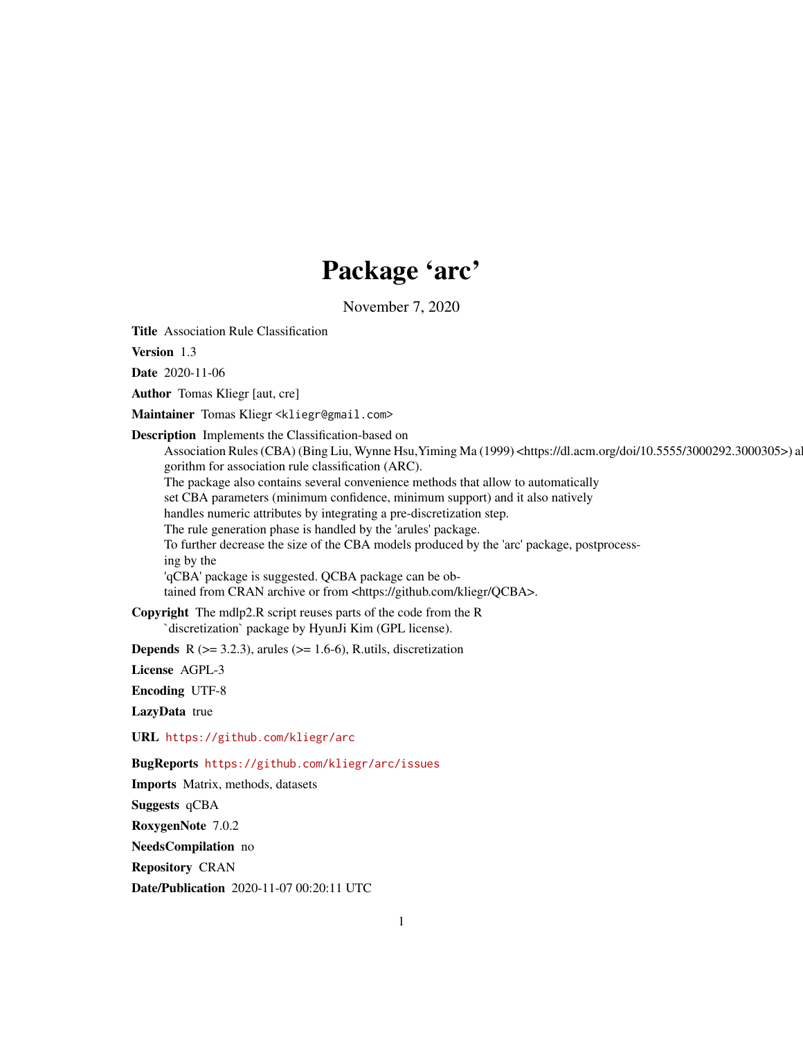# Package 'arc'

November 7, 2020

**Title** Association Rule Classification

**Version** 1.3

**Date** 2020-11-06

**Author** Tomas Kliegr [aut, cre]

**Maintainer** Tomas Kliegr <kliegr@gmail.com>

**Description** Implements the Classification-based on Association Rules (CBA) (Bing Liu, Wynne Hsu,Yiming Ma (1999) <https://dl.acm.org/doi/10.5555/3000292.3000305>) algorithm for association rule classification (ARC).
The package also contains several convenience methods that allow to automatically set CBA parameters (minimum confidence, minimum support) and it also natively handles numeric attributes by integrating a pre-discretization step.
The rule generation phase is handled by the 'arules' package.
To further decrease the size of the CBA models produced by the 'arc' package, postprocessing by the
'qCBA' package is suggested. QCBA package can be obtained from CRAN archive or from <https://github.com/kliegr/QCBA>.

**Copyright** The mdlp2.R script reuses parts of the code from the R `discretization` package by HyunJi Kim (GPL license).

**Depends** R (>= 3.2.3), arules (>= 1.6-6), R.utils, discretization

**License** AGPL-3

**Encoding** UTF-8

**LazyData** true

**URL** https://github.com/kliegr/arc

**BugReports** https://github.com/kliegr/arc/issues

**Imports** Matrix, methods, datasets

**Suggests** qCBA

**RoxygenNote** 7.0.2

**NeedsCompilation** no

**Repository** CRAN

**Date/Publication** 2020-11-07 00:20:11 UTC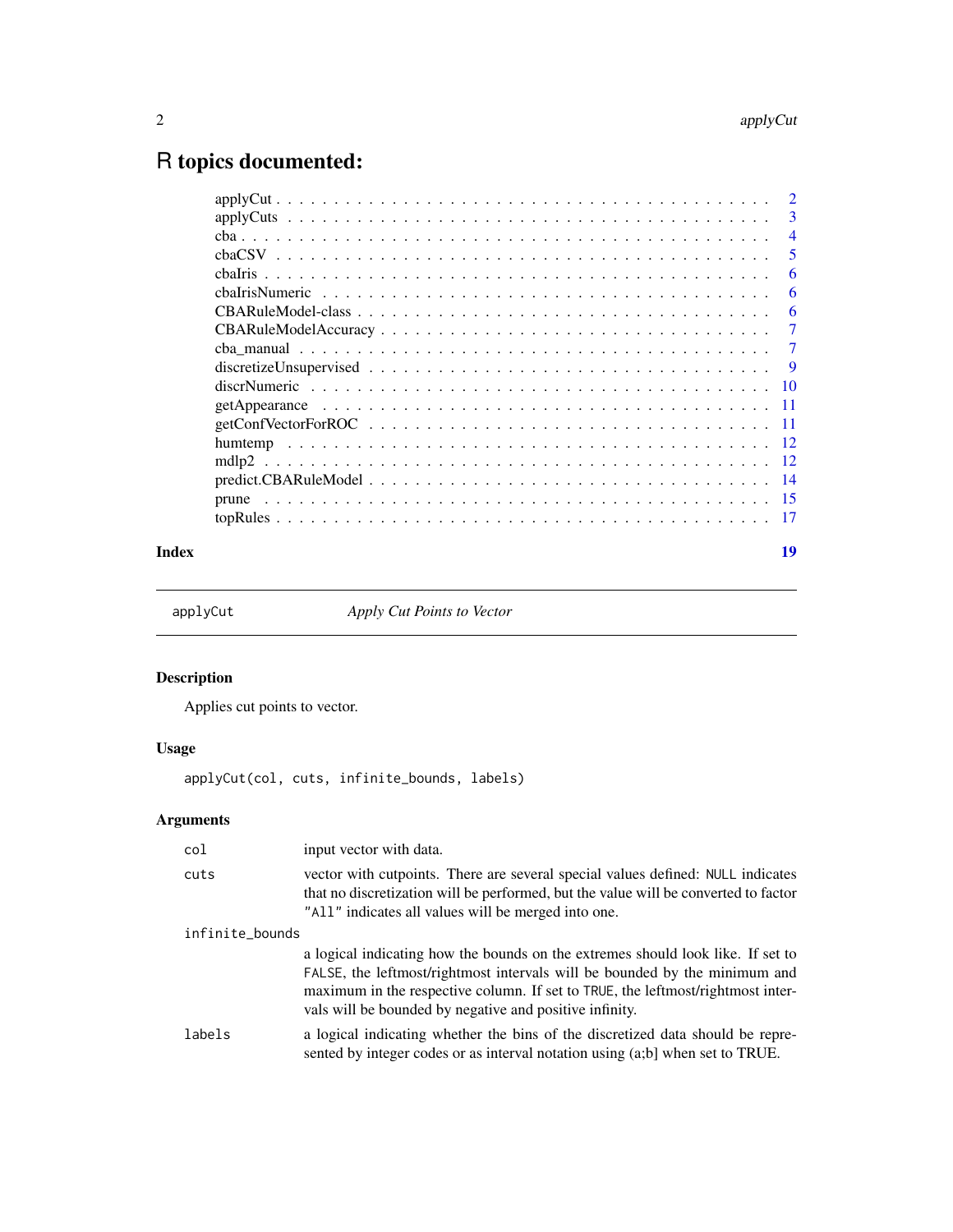# R topics documented:

| | |
|---|---|
| applyCut | 2 |
| applyCuts | 3 |
| cba | 4 |
| cbaCSV | 5 |
| cbaIris | 6 |
| cbaIrisNumeric | 6 |
| CBARuleModel-class | 6 |
| CBARuleModelAccuracy | 7 |
| cba_manual | 7 |
| discretizeUnsupervised | 9 |
| discrNumeric | 10 |
| getAppearance | 11 |
| getConfVectorForROC | 11 |
| humtemp | 12 |
| mdlp2 | 12 |
| predict.CBARuleModel | 14 |
| prune | 15 |
| topRules | 17 |
| **Index** | **19** |

---

applyCut — *Apply Cut Points to Vector*

---

## Description

Applies cut points to vector.

## Usage

```
applyCut(col, cuts, infinite_bounds, labels)
```

## Arguments

| | |
|---|---|
| col | input vector with data. |
| cuts | vector with cutpoints. There are several special values defined: NULL indicates that no discretization will be performed, but the value will be converted to factor "All" indicates all values will be merged into one. |
| infinite_bounds | a logical indicating how the bounds on the extremes should look like. If set to FALSE, the leftmost/rightmost intervals will be bounded by the minimum and maximum in the respective column. If set to TRUE, the leftmost/rightmost intervals will be bounded by negative and positive infinity. |
| labels | a logical indicating whether the bins of the discretized data should be represented by integer codes or as interval notation using (a;b] when set to TRUE. |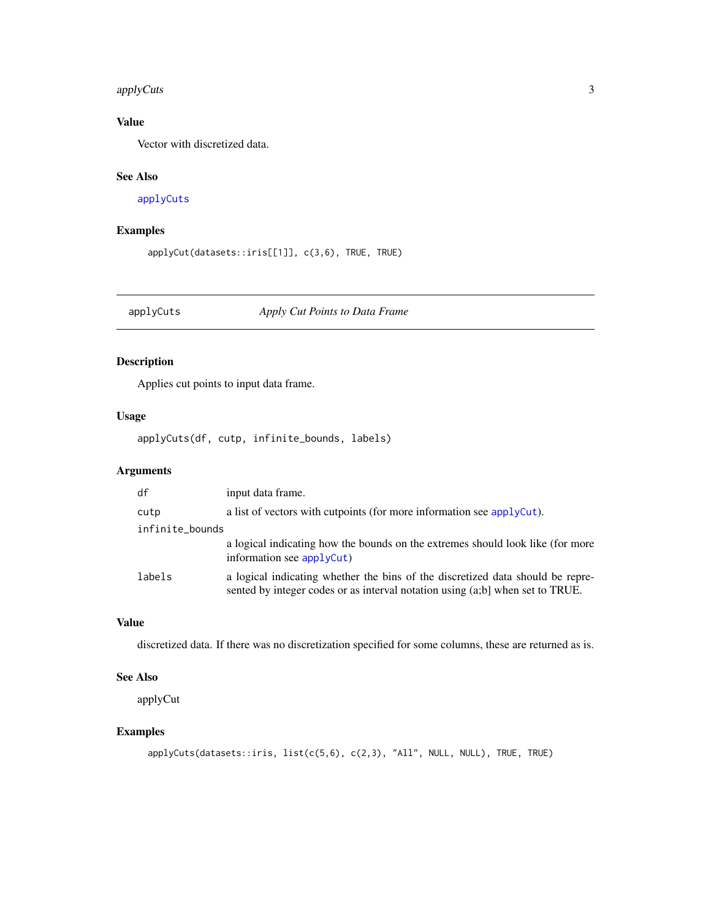## Value

Vector with discretized data.

## See Also

applyCuts

## Examples

```
applyCut(datasets::iris[[1]], c(3,6), TRUE, TRUE)
```

---

# applyCuts *Apply Cut Points to Data Frame*

---

## Description

Applies cut points to input data frame.

## Usage

```
applyCuts(df, cutp, infinite_bounds, labels)
```

## Arguments

| | |
|---|---|
| df | input data frame. |
| cutp | a list of vectors with cutpoints (for more information see applyCut). |
| infinite_bounds | a logical indicating how the bounds on the extremes should look like (for more information see applyCut) |
| labels | a logical indicating whether the bins of the discretized data should be represented by integer codes or as interval notation using (a;b] when set to TRUE. |

## Value

discretized data. If there was no discretization specified for some columns, these are returned as is.

## See Also

applyCut

## Examples

```
applyCuts(datasets::iris, list(c(5,6), c(2,3), "All", NULL, NULL), TRUE, TRUE)
```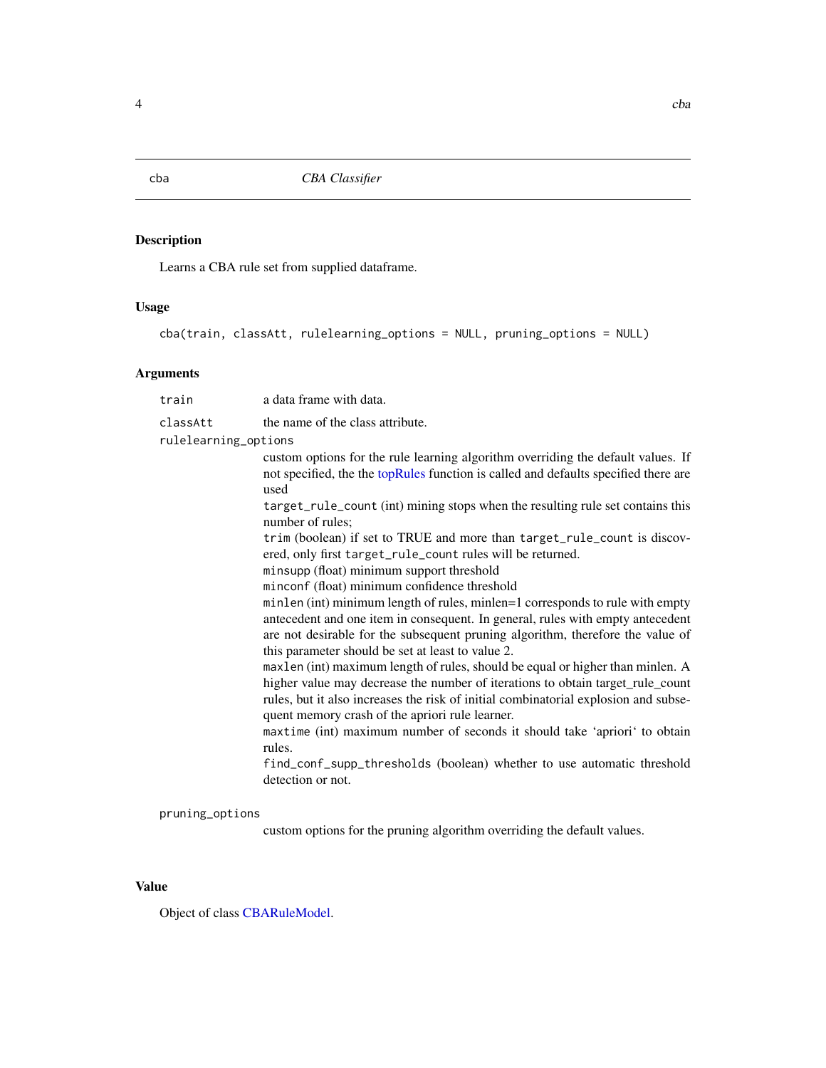## cba — *CBA Classifier*

### Description

Learns a CBA rule set from supplied dataframe.

### Usage

```
cba(train, classAtt, rulelearning_options = NULL, pruning_options = NULL)
```

### Arguments

`train` a data frame with data.

`classAtt` the name of the class attribute.

`rulelearning_options` custom options for the rule learning algorithm overriding the default values. If not specified, the the topRules function is called and defaults specified there are used
`target_rule_count` (int) mining stops when the resulting rule set contains this number of rules;
`trim` (boolean) if set to TRUE and more than `target_rule_count` is discovered, only first `target_rule_count` rules will be returned.
`minsupp` (float) minimum support threshold
`minconf` (float) minimum confidence threshold
`minlen` (int) minimum length of rules, minlen=1 corresponds to rule with empty antecedent and one item in consequent. In general, rules with empty antecedent are not desirable for the subsequent pruning algorithm, therefore the value of this parameter should be set at least to value 2.
`maxlen` (int) maximum length of rules, should be equal or higher than minlen. A higher value may decrease the number of iterations to obtain target_rule_count rules, but it also increases the risk of initial combinatorial explosion and subsequent memory crash of the apriori rule learner.
`maxtime` (int) maximum number of seconds it should take 'apriori' to obtain rules.
`find_conf_supp_thresholds` (boolean) whether to use automatic threshold detection or not.

`pruning_options` custom options for the pruning algorithm overriding the default values.

### Value

Object of class CBARuleModel.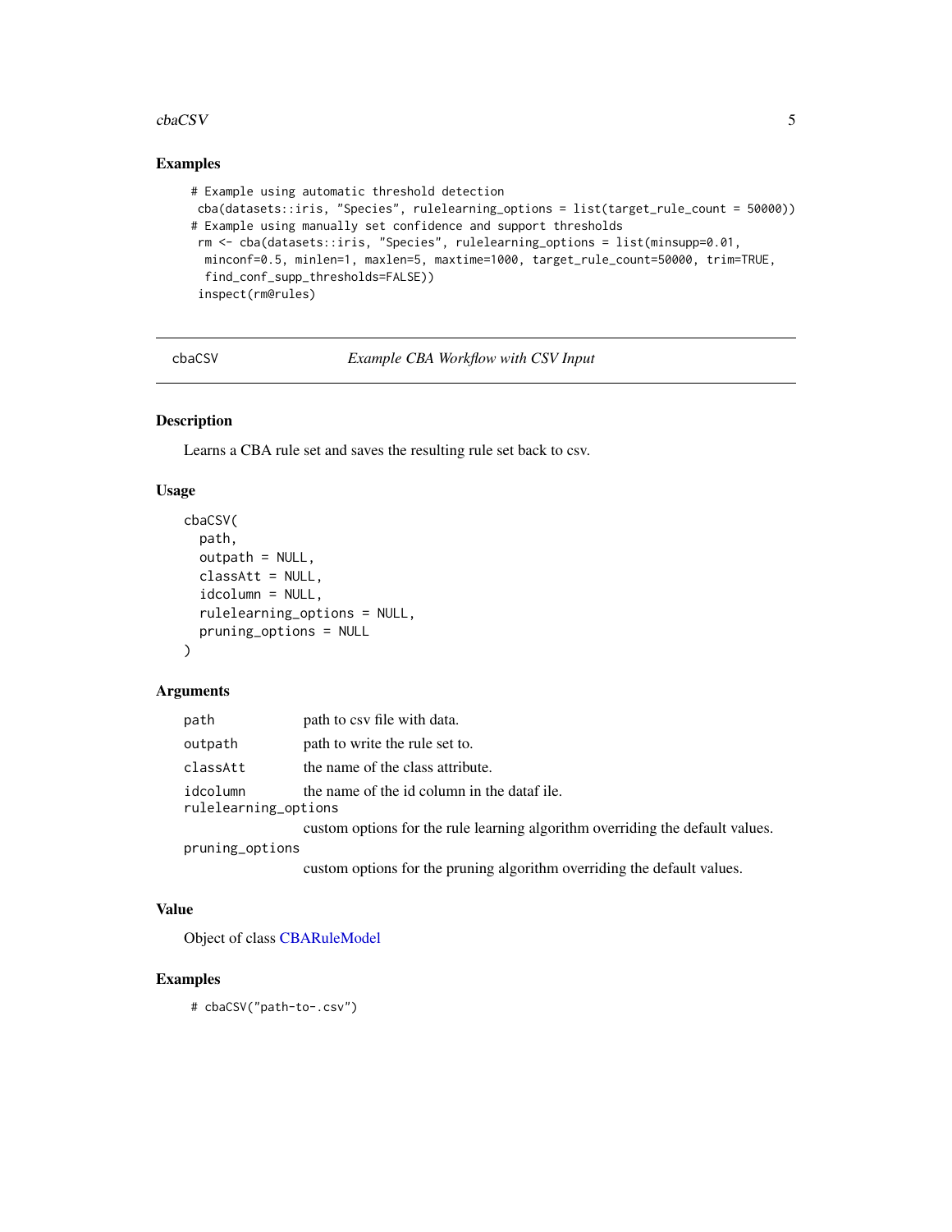### Examples

```
# Example using automatic threshold detection
 cba(datasets::iris, "Species", rulelearning_options = list(target_rule_count = 50000))
# Example using manually set confidence and support thresholds
 rm <- cba(datasets::iris, "Species", rulelearning_options = list(minsupp=0.01,
  minconf=0.5, minlen=1, maxlen=5, maxtime=1000, target_rule_count=50000, trim=TRUE,
  find_conf_supp_thresholds=FALSE))
 inspect(rm@rules)
```

---

## cbaCSV — *Example CBA Workflow with CSV Input*

### Description

Learns a CBA rule set and saves the resulting rule set back to csv.

### Usage

```
cbaCSV(
  path,
  outpath = NULL,
  classAtt = NULL,
  idcolumn = NULL,
  rulelearning_options = NULL,
  pruning_options = NULL
)
```

### Arguments

| Argument | Description |
| --- | --- |
| `path` | path to csv file with data. |
| `outpath` | path to write the rule set to. |
| `classAtt` | the name of the class attribute. |
| `idcolumn` | the name of the id column in the dataf ile. |
| `rulelearning_options` | custom options for the rule learning algorithm overriding the default values. |
| `pruning_options` | custom options for the pruning algorithm overriding the default values. |

### Value

Object of class CBARuleModel

### Examples

```
# cbaCSV("path-to-.csv")
```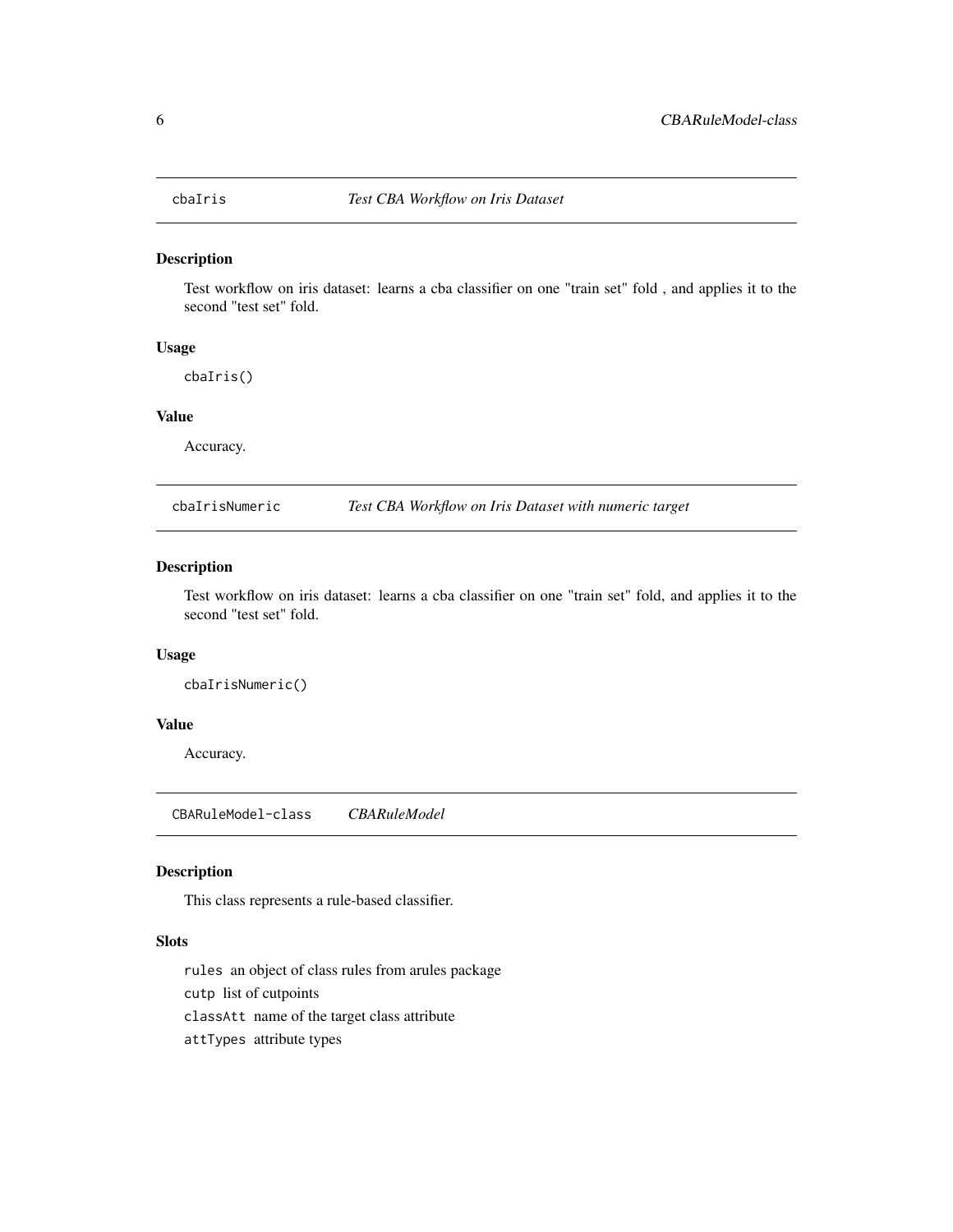## cbaIris — *Test CBA Workflow on Iris Dataset*

### Description

Test workflow on iris dataset: learns a cba classifier on one "train set" fold , and applies it to the second "test set" fold.

### Usage

```
cbaIris()
```

### Value

Accuracy.

## cbaIrisNumeric — *Test CBA Workflow on Iris Dataset with numeric target*

### Description

Test workflow on iris dataset: learns a cba classifier on one "train set" fold, and applies it to the second "test set" fold.

### Usage

```
cbaIrisNumeric()
```

### Value

Accuracy.

## CBARuleModel-class — *CBARuleModel*

### Description

This class represents a rule-based classifier.

### Slots

`rules` an object of class rules from arules package

`cutp` list of cutpoints

`classAtt` name of the target class attribute

`attTypes` attribute types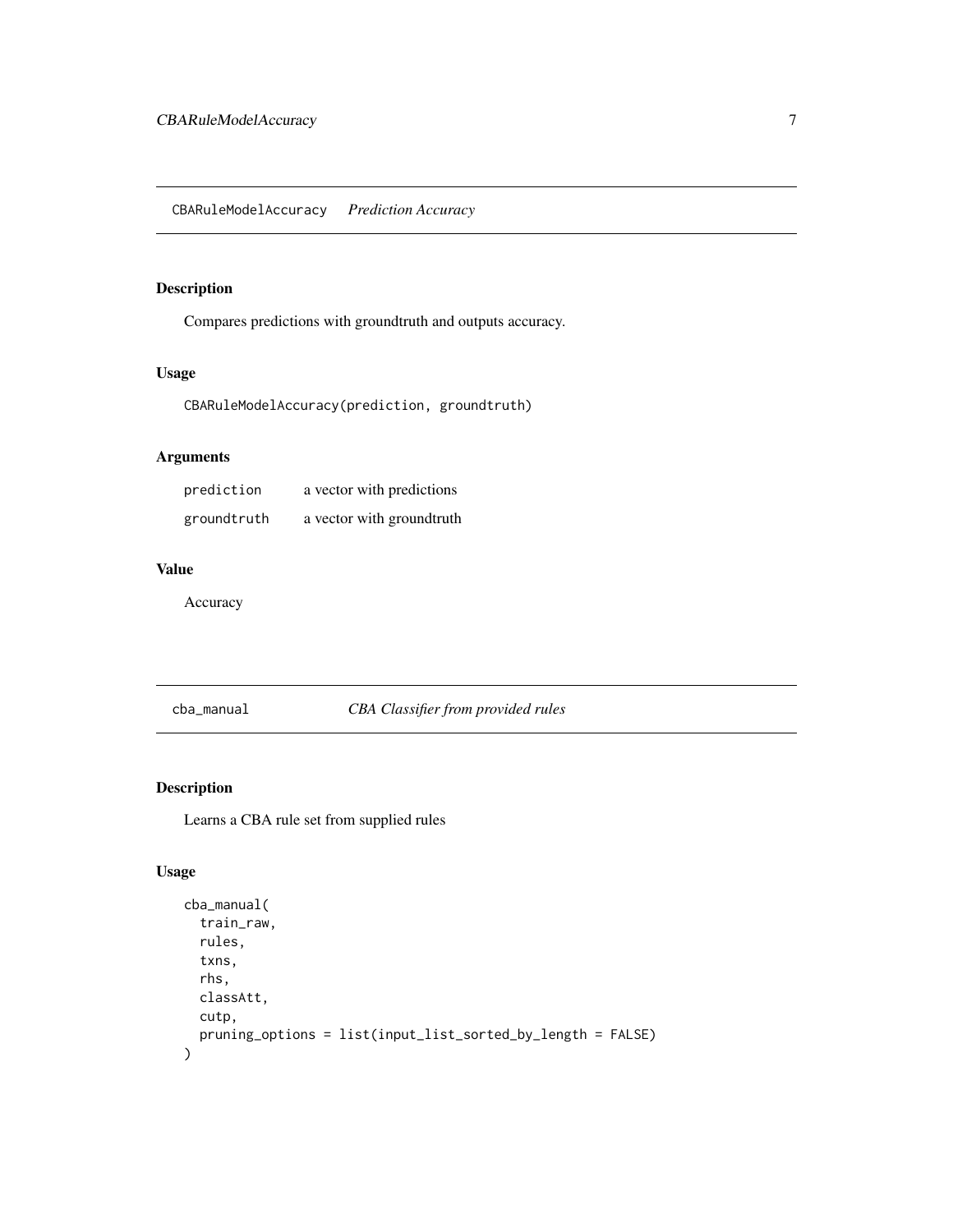## CBARuleModelAccuracy *Prediction Accuracy*

### Description

Compares predictions with groundtruth and outputs accuracy.

### Usage

```
CBARuleModelAccuracy(prediction, groundtruth)
```

### Arguments

| | |
|---|---|
| prediction | a vector with predictions |
| groundtruth | a vector with groundtruth |

### Value

Accuracy

## cba_manual *CBA Classifier from provided rules*

### Description

Learns a CBA rule set from supplied rules

### Usage

```
cba_manual(
  train_raw,
  rules,
  txns,
  rhs,
  classAtt,
  cutp,
  pruning_options = list(input_list_sorted_by_length = FALSE)
)
```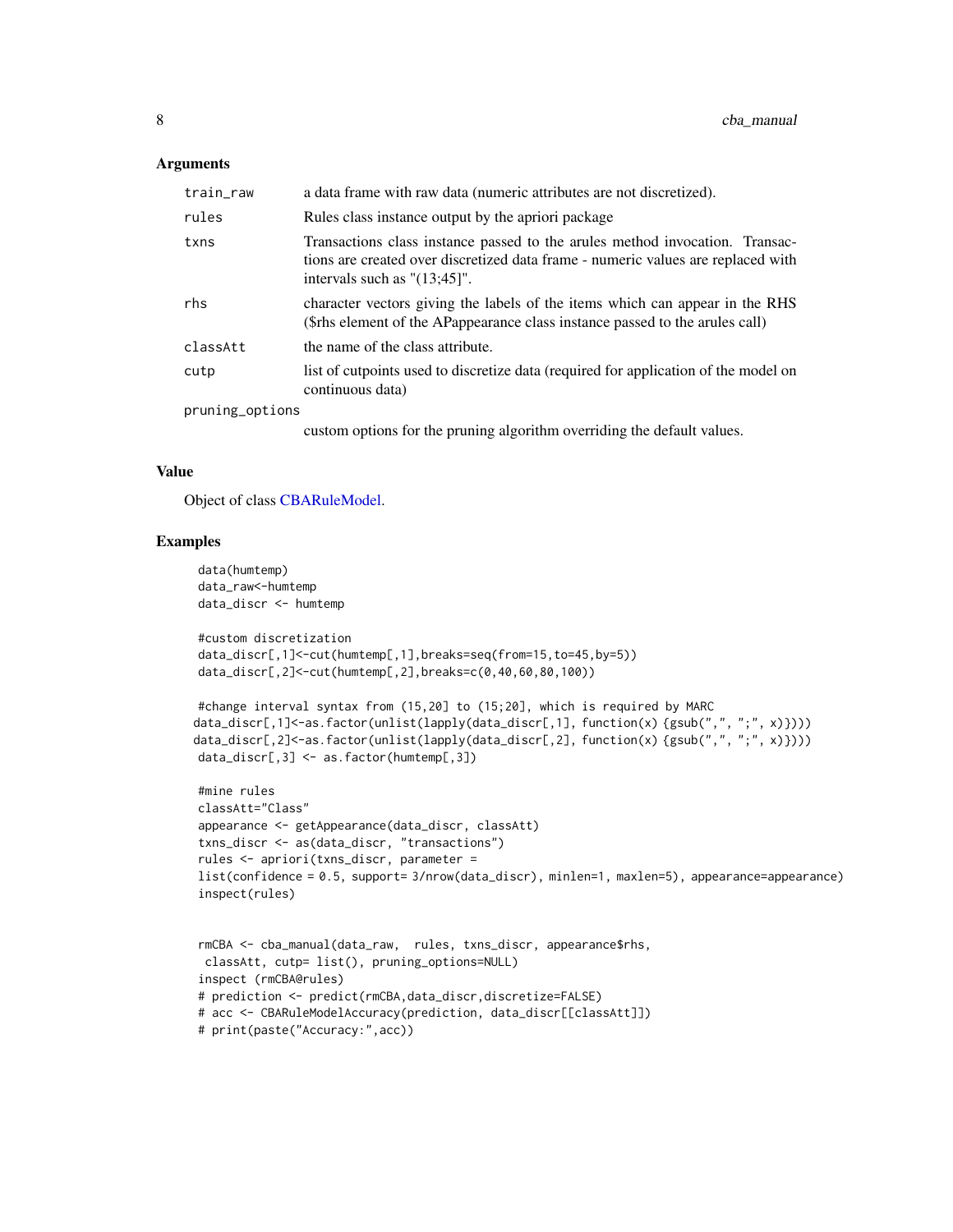### Arguments

| | |
|---|---|
| train_raw | a data frame with raw data (numeric attributes are not discretized). |
| rules | Rules class instance output by the apriori package |
| txns | Transactions class instance passed to the arules method invocation. Transactions are created over discretized data frame - numeric values are replaced with intervals such as "(13;45]". |
| rhs | character vectors giving the labels of the items which can appear in the RHS ($rhs element of the APappearance class instance passed to the arules call) |
| classAtt | the name of the class attribute. |
| cutp | list of cutpoints used to discretize data (required for application of the model on continuous data) |
| pruning_options | custom options for the pruning algorithm overriding the default values. |

### Value

Object of class CBARuleModel.

### Examples

```
data(humtemp)
data_raw<-humtemp
data_discr <- humtemp

#custom discretization
data_discr[,1]<-cut(humtemp[,1],breaks=seq(from=15,to=45,by=5))
data_discr[,2]<-cut(humtemp[,2],breaks=c(0,40,60,80,100))

#change interval syntax from (15,20] to (15;20], which is required by MARC
data_discr[,1]<-as.factor(unlist(lapply(data_discr[,1], function(x) {gsub(",", ";", x)})))
data_discr[,2]<-as.factor(unlist(lapply(data_discr[,2], function(x) {gsub(",", ";", x)})))
data_discr[,3] <- as.factor(humtemp[,3])

#mine rules
classAtt="Class"
appearance <- getAppearance(data_discr, classAtt)
txns_discr <- as(data_discr, "transactions")
rules <- apriori(txns_discr, parameter =
list(confidence = 0.5, support= 3/nrow(data_discr), minlen=1, maxlen=5), appearance=appearance)
inspect(rules)


rmCBA <- cba_manual(data_raw,  rules, txns_discr, appearance$rhs,
 classAtt, cutp= list(), pruning_options=NULL)
inspect (rmCBA@rules)
# prediction <- predict(rmCBA,data_discr,discretize=FALSE)
# acc <- CBARuleModelAccuracy(prediction, data_discr[[classAtt]])
# print(paste("Accuracy:",acc))
```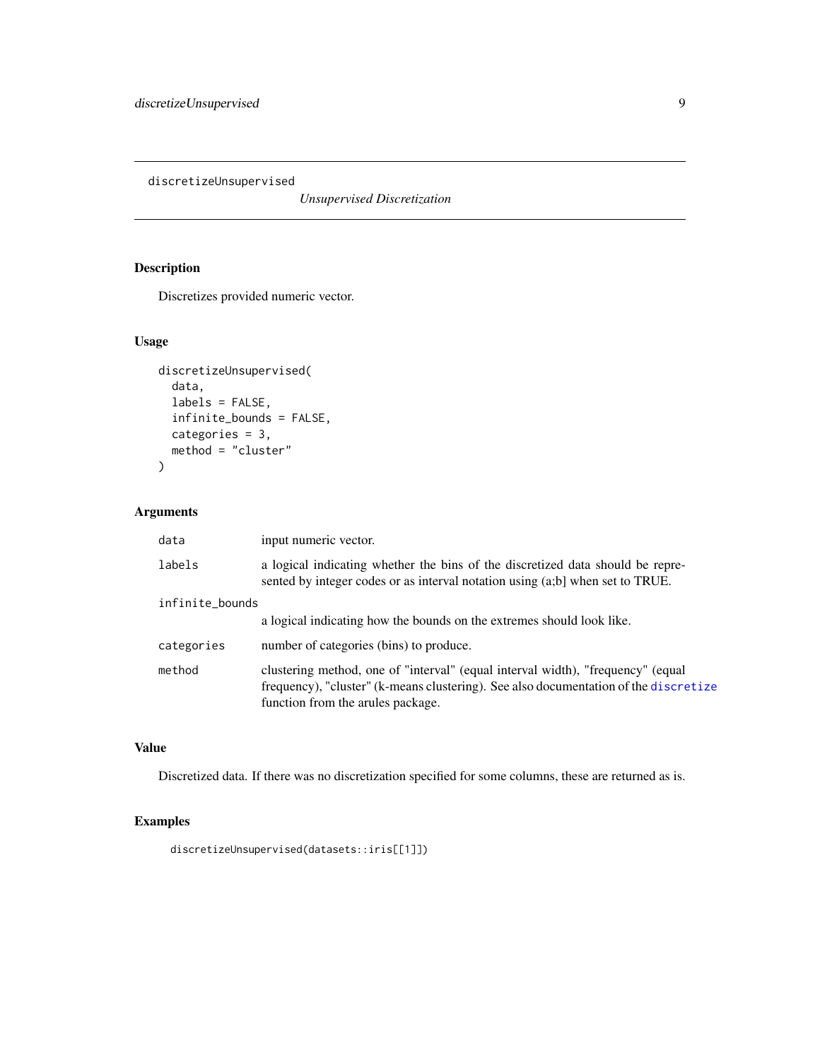`discretizeUnsupervised` *Unsupervised Discretization*

## Description

Discretizes provided numeric vector.

## Usage

```
discretizeUnsupervised(
  data,
  labels = FALSE,
  infinite_bounds = FALSE,
  categories = 3,
  method = "cluster"
)
```

## Arguments

| | |
|---|---|
| `data` | input numeric vector. |
| `labels` | a logical indicating whether the bins of the discretized data should be represented by integer codes or as interval notation using (a;b] when set to TRUE. |
| `infinite_bounds` | a logical indicating how the bounds on the extremes should look like. |
| `categories` | number of categories (bins) to produce. |
| `method` | clustering method, one of "interval" (equal interval width), "frequency" (equal frequency), "cluster" (k-means clustering). See also documentation of the `discretize` function from the arules package. |

## Value

Discretized data. If there was no discretization specified for some columns, these are returned as is.

## Examples

```
discretizeUnsupervised(datasets::iris[[1]])
```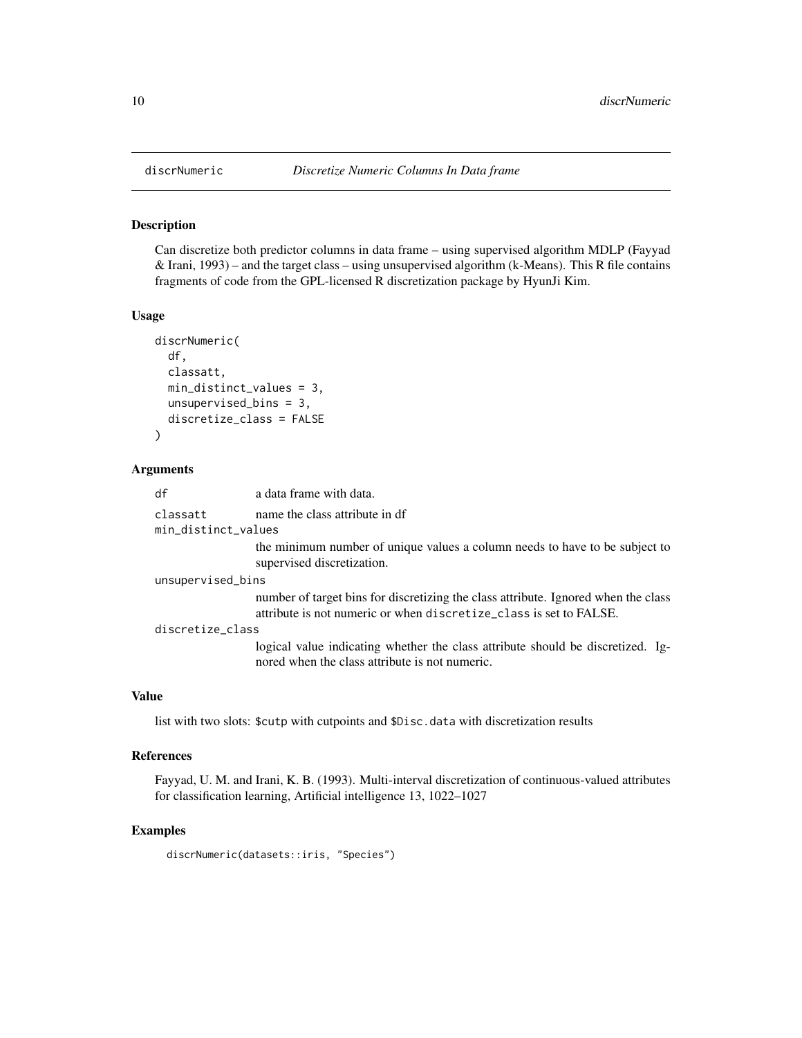# discrNumeric — *Discretize Numeric Columns In Data frame*

## Description

Can discretize both predictor columns in data frame – using supervised algorithm MDLP (Fayyad & Irani, 1993) – and the target class – using unsupervised algorithm (k-Means). This R file contains fragments of code from the GPL-licensed R discretization package by HyunJi Kim.

## Usage

```
discrNumeric(
  df,
  classatt,
  min_distinct_values = 3,
  unsupervised_bins = 3,
  discretize_class = FALSE
)
```

## Arguments

| | |
|---|---|
| `df` | a data frame with data. |
| `classatt` | name the class attribute in df |
| `min_distinct_values` | the minimum number of unique values a column needs to have to be subject to supervised discretization. |
| `unsupervised_bins` | number of target bins for discretizing the class attribute. Ignored when the class attribute is not numeric or when `discretize_class` is set to FALSE. |
| `discretize_class` | logical value indicating whether the class attribute should be discretized. Ignored when the class attribute is not numeric. |

## Value

list with two slots: `$cutp` with cutpoints and `$Disc.data` with discretization results

## References

Fayyad, U. M. and Irani, K. B. (1993). Multi-interval discretization of continuous-valued attributes for classification learning, Artificial intelligence 13, 1022–1027

## Examples

```
discrNumeric(datasets::iris, "Species")
```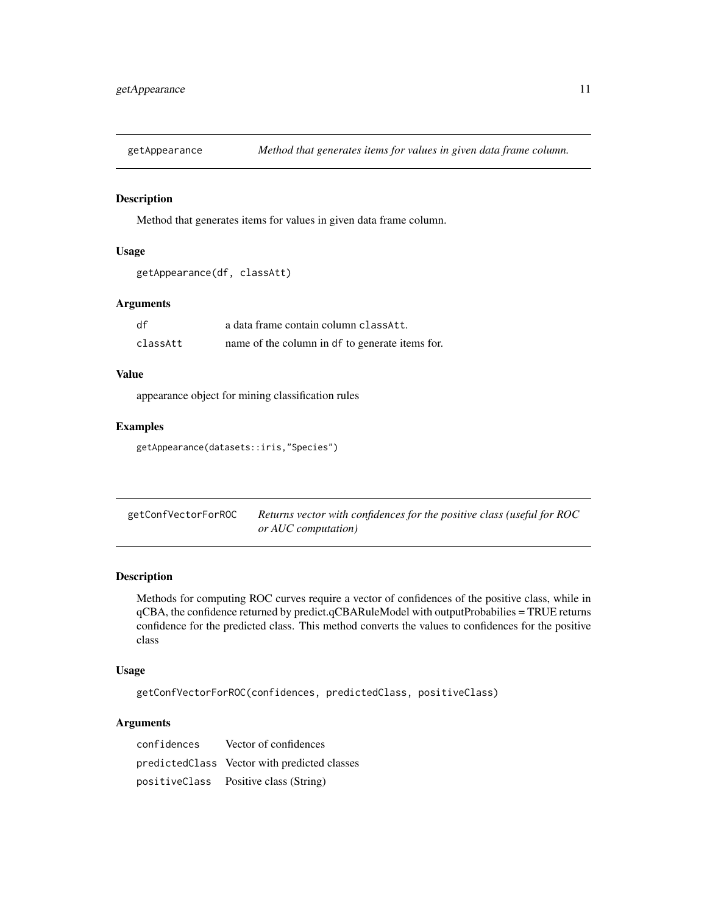## getAppearance — *Method that generates items for values in given data frame column.*

### Description

Method that generates items for values in given data frame column.

### Usage

```
getAppearance(df, classAtt)
```

### Arguments

| | |
|---|---|
| `df` | a data frame contain column `classAtt`. |
| `classAtt` | name of the column in `df` to generate items for. |

### Value

appearance object for mining classification rules

### Examples

```
getAppearance(datasets::iris,"Species")
```

## getConfVectorForROC — *Returns vector with confidences for the positive class (useful for ROC or AUC computation)*

### Description

Methods for computing ROC curves require a vector of confidences of the positive class, while in qCBA, the confidence returned by predict.qCBARuleModel with outputProbabilies = TRUE returns confidence for the predicted class. This method converts the values to confidences for the positive class

### Usage

```
getConfVectorForROC(confidences, predictedClass, positiveClass)
```

### Arguments

| | |
|---|---|
| `confidences` | Vector of confidences |
| `predictedClass` | Vector with predicted classes |
| `positiveClass` | Positive class (String) |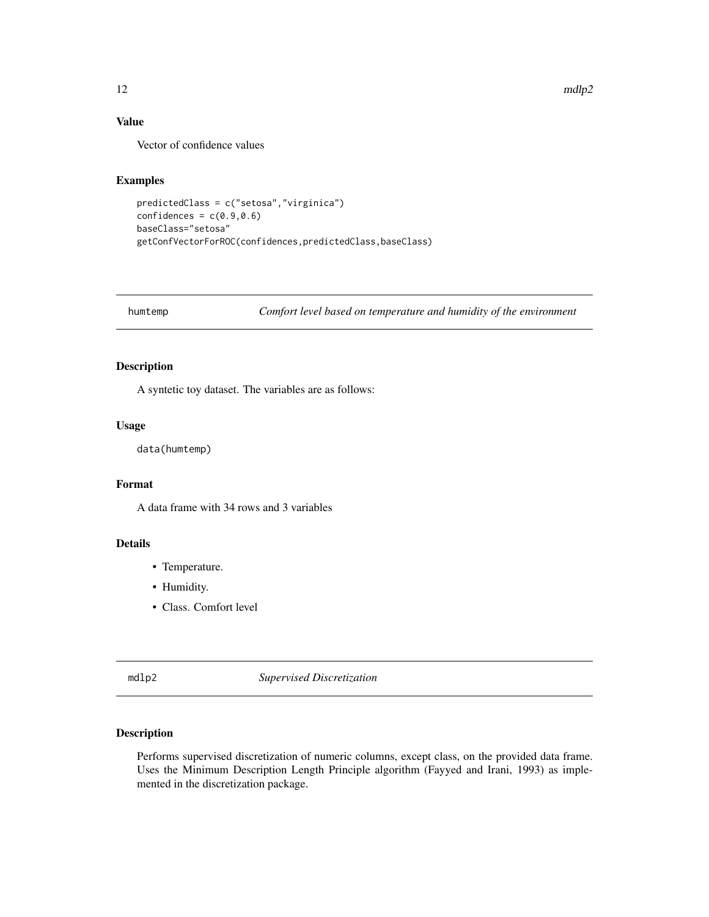### Value

Vector of confidence values

### Examples

```
predictedClass = c("setosa","virginica")
confidences = c(0.9,0.6)
baseClass="setosa"
getConfVectorForROC(confidences,predictedClass,baseClass)
```

---

## humtemp — *Comfort level based on temperature and humidity of the environment*

### Description

A syntetic toy dataset. The variables are as follows:

### Usage

```
data(humtemp)
```

### Format

A data frame with 34 rows and 3 variables

### Details

- Temperature.
- Humidity.
- Class. Comfort level

---

## mdlp2 — *Supervised Discretization*

### Description

Performs supervised discretization of numeric columns, except class, on the provided data frame. Uses the Minimum Description Length Principle algorithm (Fayyed and Irani, 1993) as implemented in the discretization package.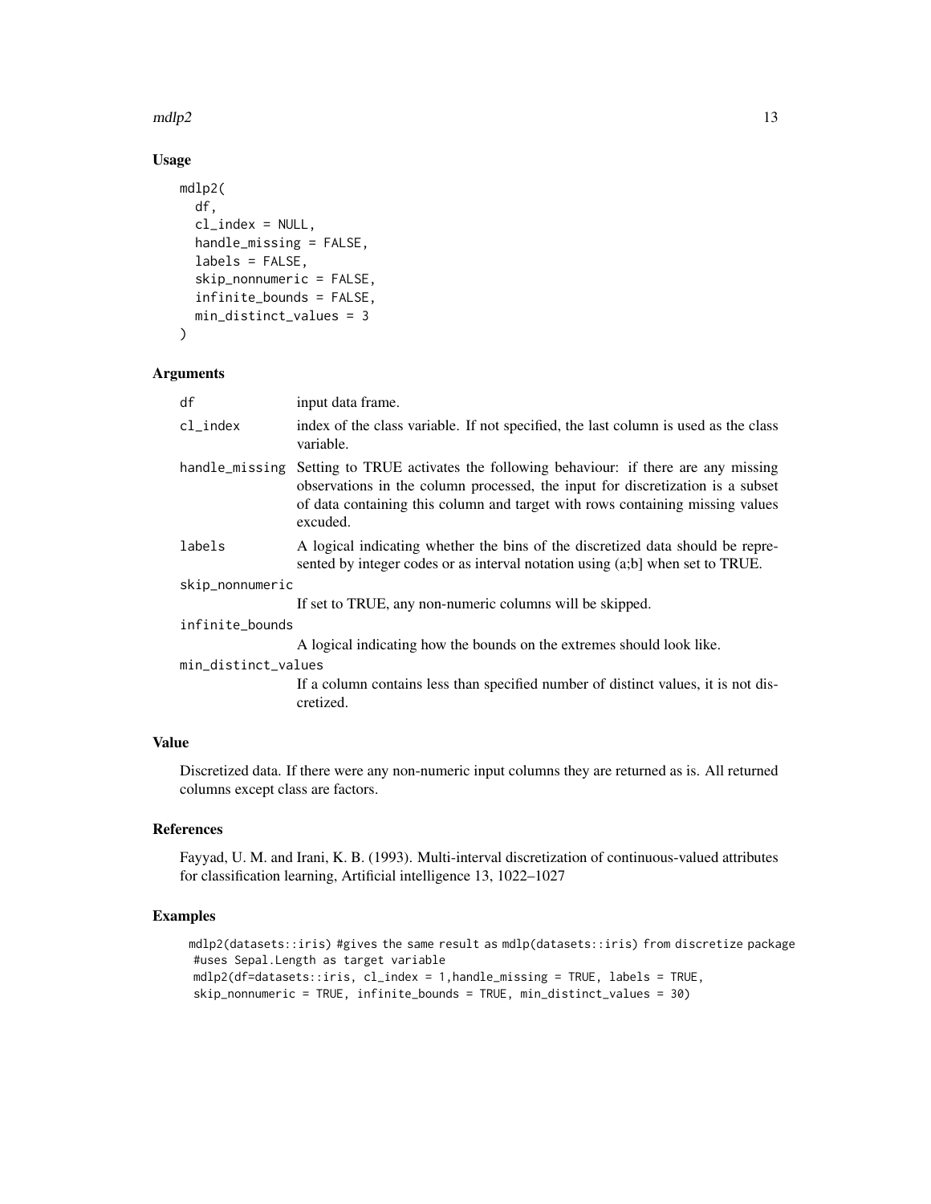## Usage

```
mdlp2(
  df,
  cl_index = NULL,
  handle_missing = FALSE,
  labels = FALSE,
  skip_nonnumeric = FALSE,
  infinite_bounds = FALSE,
  min_distinct_values = 3
)
```

## Arguments

| | |
|---|---|
| `df` | input data frame. |
| `cl_index` | index of the class variable. If not specified, the last column is used as the class variable. |
| `handle_missing` | Setting to TRUE activates the following behaviour: if there are any missing observations in the column processed, the input for discretization is a subset of data containing this column and target with rows containing missing values excuded. |
| `labels` | A logical indicating whether the bins of the discretized data should be represented by integer codes or as interval notation using (a;b] when set to TRUE. |
| `skip_nonnumeric` | If set to TRUE, any non-numeric columns will be skipped. |
| `infinite_bounds` | A logical indicating how the bounds on the extremes should look like. |
| `min_distinct_values` | If a column contains less than specified number of distinct values, it is not discretized. |

## Value

Discretized data. If there were any non-numeric input columns they are returned as is. All returned columns except class are factors.

## References

Fayyad, U. M. and Irani, K. B. (1993). Multi-interval discretization of continuous-valued attributes for classification learning, Artificial intelligence 13, 1022–1027

## Examples

```
mdlp2(datasets::iris) #gives the same result as mdlp(datasets::iris) from discretize package
#uses Sepal.Length as target variable
mdlp2(df=datasets::iris, cl_index = 1,handle_missing = TRUE, labels = TRUE,
skip_nonnumeric = TRUE, infinite_bounds = TRUE, min_distinct_values = 30)
```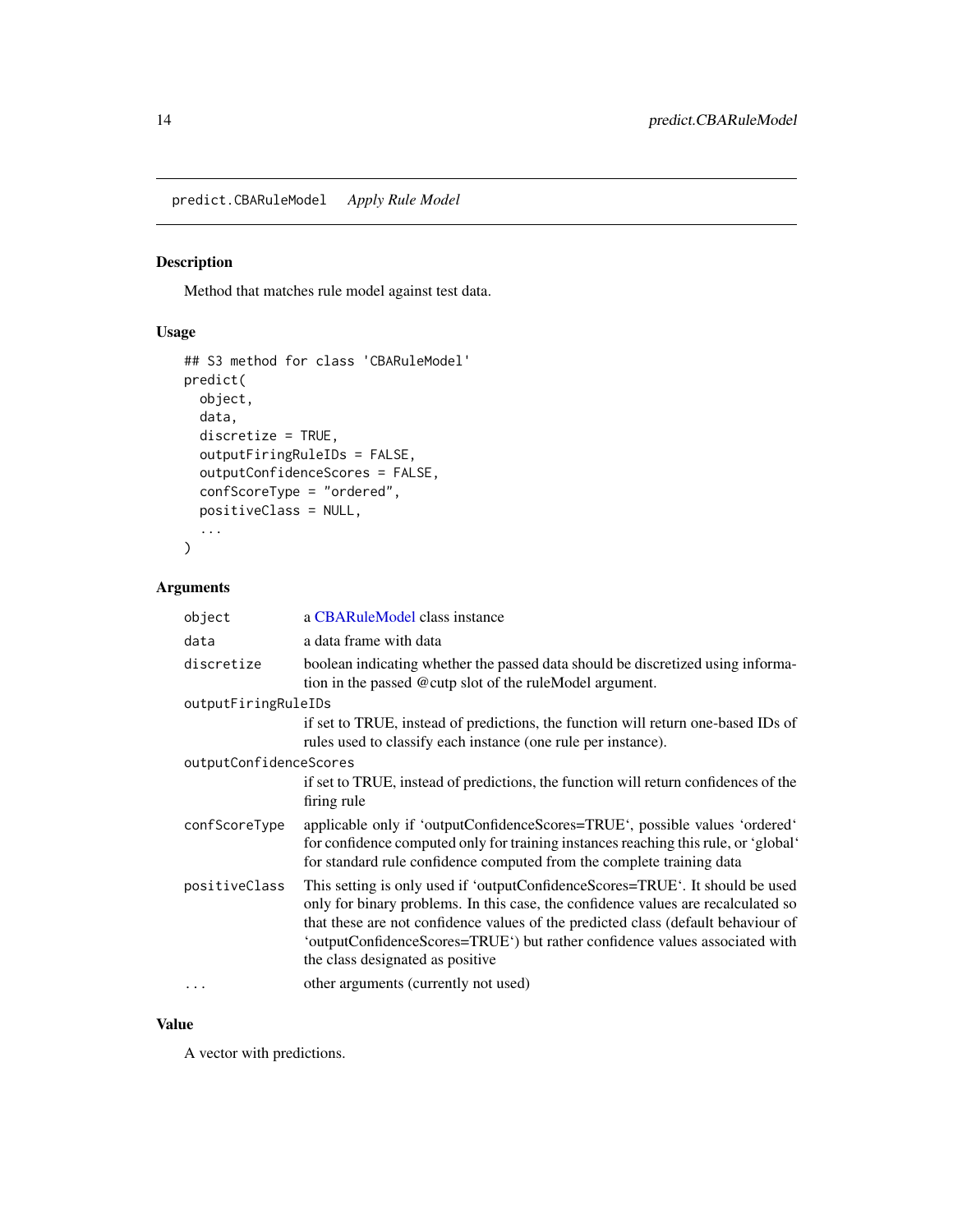## predict.CBARuleModel *Apply Rule Model*

### Description

Method that matches rule model against test data.

### Usage

```
## S3 method for class 'CBARuleModel'
predict(
  object,
  data,
  discretize = TRUE,
  outputFiringRuleIDs = FALSE,
  outputConfidenceScores = FALSE,
  confScoreType = "ordered",
  positiveClass = NULL,
  ...
)
```

### Arguments

| Argument | Description |
|---|---|
| `object` | a CBARuleModel class instance |
| `data` | a data frame with data |
| `discretize` | boolean indicating whether the passed data should be discretized using information in the passed @cutp slot of the ruleModel argument. |
| `outputFiringRuleIDs` | if set to TRUE, instead of predictions, the function will return one-based IDs of rules used to classify each instance (one rule per instance). |
| `outputConfidenceScores` | if set to TRUE, instead of predictions, the function will return confidences of the firing rule |
| `confScoreType` | applicable only if 'outputConfidenceScores=TRUE', possible values 'ordered' for confidence computed only for training instances reaching this rule, or 'global' for standard rule confidence computed from the complete training data |
| `positiveClass` | This setting is only used if 'outputConfidenceScores=TRUE'. It should be used only for binary problems. In this case, the confidence values are recalculated so that these are not confidence values of the predicted class (default behaviour of 'outputConfidenceScores=TRUE') but rather confidence values associated with the class designated as positive |
| `...` | other arguments (currently not used) |

### Value

A vector with predictions.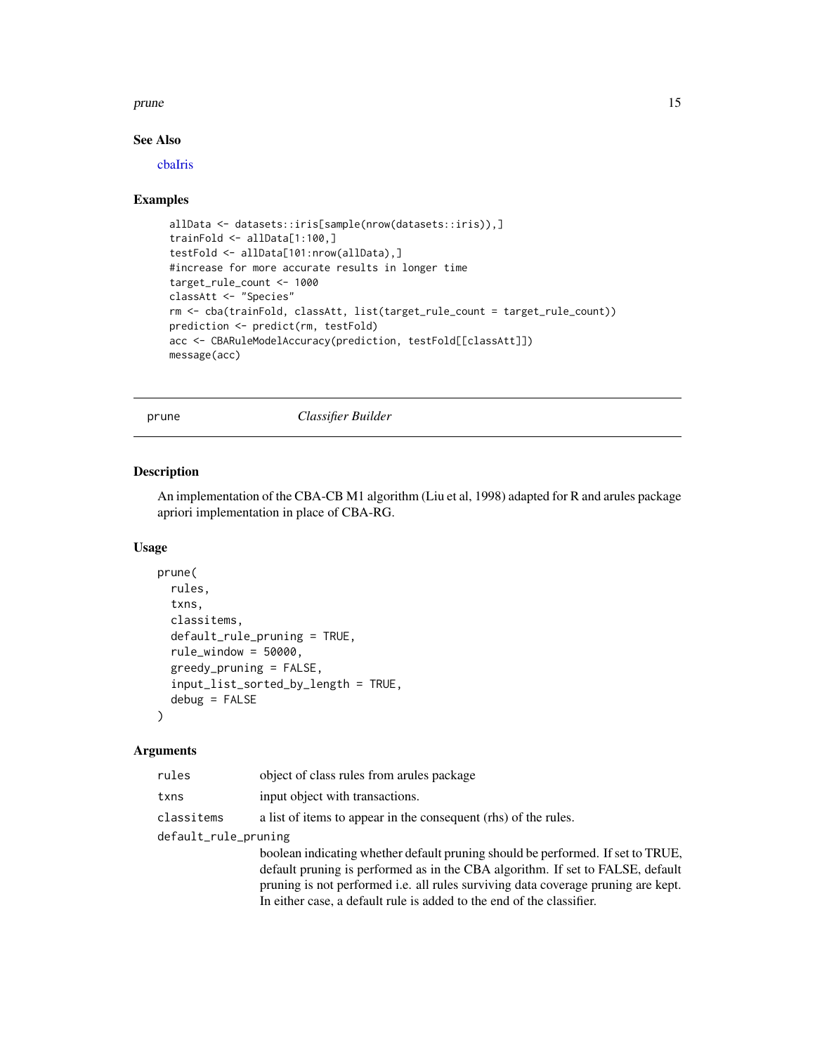## See Also

cbaIris

## Examples

```
allData <- datasets::iris[sample(nrow(datasets::iris)),]
trainFold <- allData[1:100,]
testFold <- allData[101:nrow(allData),]
#increase for more accurate results in longer time
target_rule_count <- 1000
classAtt <- "Species"
rm <- cba(trainFold, classAtt, list(target_rule_count = target_rule_count))
prediction <- predict(rm, testFold)
acc <- CBARuleModelAccuracy(prediction, testFold[[classAtt]])
message(acc)
```

---

# prune *Classifier Builder*

---

## Description

An implementation of the CBA-CB M1 algorithm (Liu et al, 1998) adapted for R and arules package apriori implementation in place of CBA-RG.

## Usage

```
prune(
  rules,
  txns,
  classitems,
  default_rule_pruning = TRUE,
  rule_window = 50000,
  greedy_pruning = FALSE,
  input_list_sorted_by_length = TRUE,
  debug = FALSE
)
```

## Arguments

| | |
|---|---|
| rules | object of class rules from arules package |
| txns | input object with transactions. |
| classitems | a list of items to appear in the consequent (rhs) of the rules. |
| default_rule_pruning | boolean indicating whether default pruning should be performed. If set to TRUE, default pruning is performed as in the CBA algorithm. If set to FALSE, default pruning is not performed i.e. all rules surviving data coverage pruning are kept. In either case, a default rule is added to the end of the classifier. |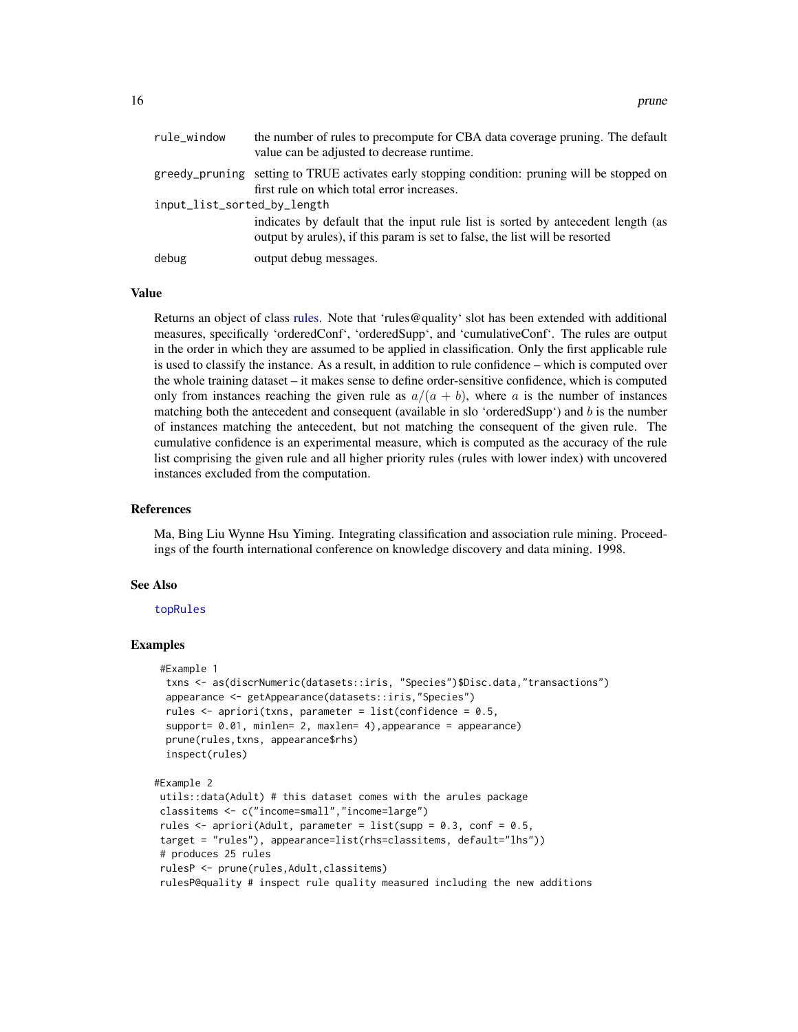| | |
|---|---|
| rule_window | the number of rules to precompute for CBA data coverage pruning. The default value can be adjusted to decrease runtime. |
| greedy_pruning | setting to TRUE activates early stopping condition: pruning will be stopped on first rule on which total error increases. |
| input_list_sorted_by_length | indicates by default that the input rule list is sorted by antecedent length (as output by arules), if this param is set to false, the list will be resorted |
| debug | output debug messages. |

### Value

Returns an object of class rules. Note that 'rules@quality' slot has been extended with additional measures, specifically 'orderedConf', 'orderedSupp', and 'cumulativeConf'. The rules are output in the order in which they are assumed to be applied in classification. Only the first applicable rule is used to classify the instance. As a result, in addition to rule confidence – which is computed over the whole training dataset – it makes sense to define order-sensitive confidence, which is computed only from instances reaching the given rule as $a/(a + b)$, where $a$ is the number of instances matching both the antecedent and consequent (available in slo 'orderedSupp') and $b$ is the number of instances matching the antecedent, but not matching the consequent of the given rule. The cumulative confidence is an experimental measure, which is computed as the accuracy of the rule list comprising the given rule and all higher priority rules (rules with lower index) with uncovered instances excluded from the computation.

### References

Ma, Bing Liu Wynne Hsu Yiming. Integrating classification and association rule mining. Proceedings of the fourth international conference on knowledge discovery and data mining. 1998.

### See Also

topRules

### Examples

```
 #Example 1
  txns <- as(discrNumeric(datasets::iris, "Species")$Disc.data,"transactions")
  appearance <- getAppearance(datasets::iris,"Species")
  rules <- apriori(txns, parameter = list(confidence = 0.5,
  support= 0.01, minlen= 2, maxlen= 4),appearance = appearance)
  prune(rules,txns, appearance$rhs)
  inspect(rules)

#Example 2
 utils::data(Adult) # this dataset comes with the arules package
 classitems <- c("income=small","income=large")
 rules <- apriori(Adult, parameter = list(supp = 0.3, conf = 0.5,
 target = "rules"), appearance=list(rhs=classitems, default="lhs"))
 # produces 25 rules
 rulesP <- prune(rules,Adult,classitems)
 rulesP@quality # inspect rule quality measured including the new additions
```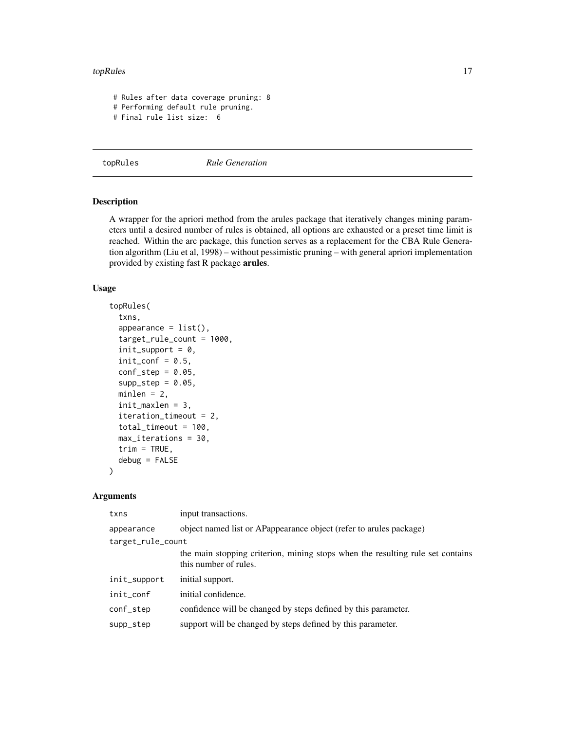```
# Rules after data coverage pruning: 8
# Performing default rule pruning.
# Final rule list size:  6
```

## topRules — *Rule Generation*

### Description

A wrapper for the apriori method from the arules package that iteratively changes mining parameters until a desired number of rules is obtained, all options are exhausted or a preset time limit is reached. Within the arc package, this function serves as a replacement for the CBA Rule Generation algorithm (Liu et al, 1998) – without pessimistic pruning – with general apriori implementation provided by existing fast R package **arules**.

### Usage

```
topRules(
  txns,
  appearance = list(),
  target_rule_count = 1000,
  init_support = 0,
  init_conf = 0.5,
  conf_step = 0.05,
  supp_step = 0.05,
  minlen = 2,
  init_maxlen = 3,
  iteration_timeout = 2,
  total_timeout = 100,
  max_iterations = 30,
  trim = TRUE,
  debug = FALSE
)
```

### Arguments

| | |
|---|---|
| `txns` | input transactions. |
| `appearance` | object named list or APpearance object (refer to arules package) |
| `target_rule_count` | the main stopping criterion, mining stops when the resulting rule set contains this number of rules. |
| `init_support` | initial support. |
| `init_conf` | initial confidence. |
| `conf_step` | confidence will be changed by steps defined by this parameter. |
| `supp_step` | support will be changed by steps defined by this parameter. |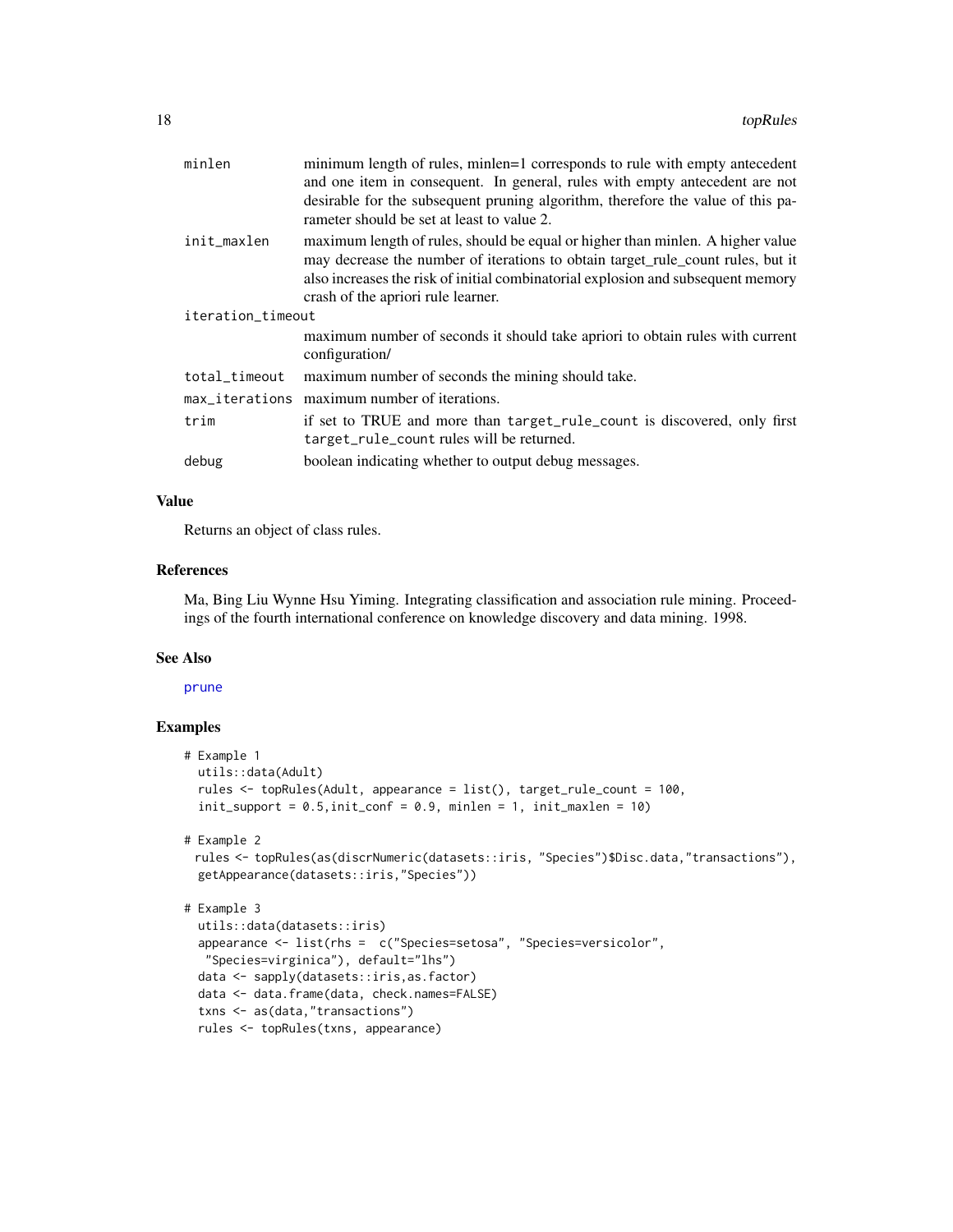| | |
|---|---|
| minlen | minimum length of rules, minlen=1 corresponds to rule with empty antecedent and one item in consequent. In general, rules with empty antecedent are not desirable for the subsequent pruning algorithm, therefore the value of this parameter should be set at least to value 2. |
| init_maxlen | maximum length of rules, should be equal or higher than minlen. A higher value may decrease the number of iterations to obtain target_rule_count rules, but it also increases the risk of initial combinatorial explosion and subsequent memory crash of the apriori rule learner. |
| iteration_timeout | maximum number of seconds it should take apriori to obtain rules with current configuration/ |
| total_timeout | maximum number of seconds the mining should take. |
| max_iterations | maximum number of iterations. |
| trim | if set to TRUE and more than `target_rule_count` is discovered, only first `target_rule_count` rules will be returned. |
| debug | boolean indicating whether to output debug messages. |

### Value

Returns an object of class rules.

### References

Ma, Bing Liu Wynne Hsu Yiming. Integrating classification and association rule mining. Proceedings of the fourth international conference on knowledge discovery and data mining. 1998.

### See Also

prune

### Examples

```
# Example 1
  utils::data(Adult)
  rules <- topRules(Adult, appearance = list(), target_rule_count = 100,
  init_support = 0.5,init_conf = 0.9, minlen = 1, init_maxlen = 10)

# Example 2
 rules <- topRules(as(discrNumeric(datasets::iris, "Species")$Disc.data,"transactions"),
  getAppearance(datasets::iris,"Species"))

# Example 3
  utils::data(datasets::iris)
  appearance <- list(rhs =  c("Species=setosa", "Species=versicolor",
   "Species=virginica"), default="lhs")
  data <- sapply(datasets::iris,as.factor)
  data <- data.frame(data, check.names=FALSE)
  txns <- as(data,"transactions")
  rules <- topRules(txns, appearance)
```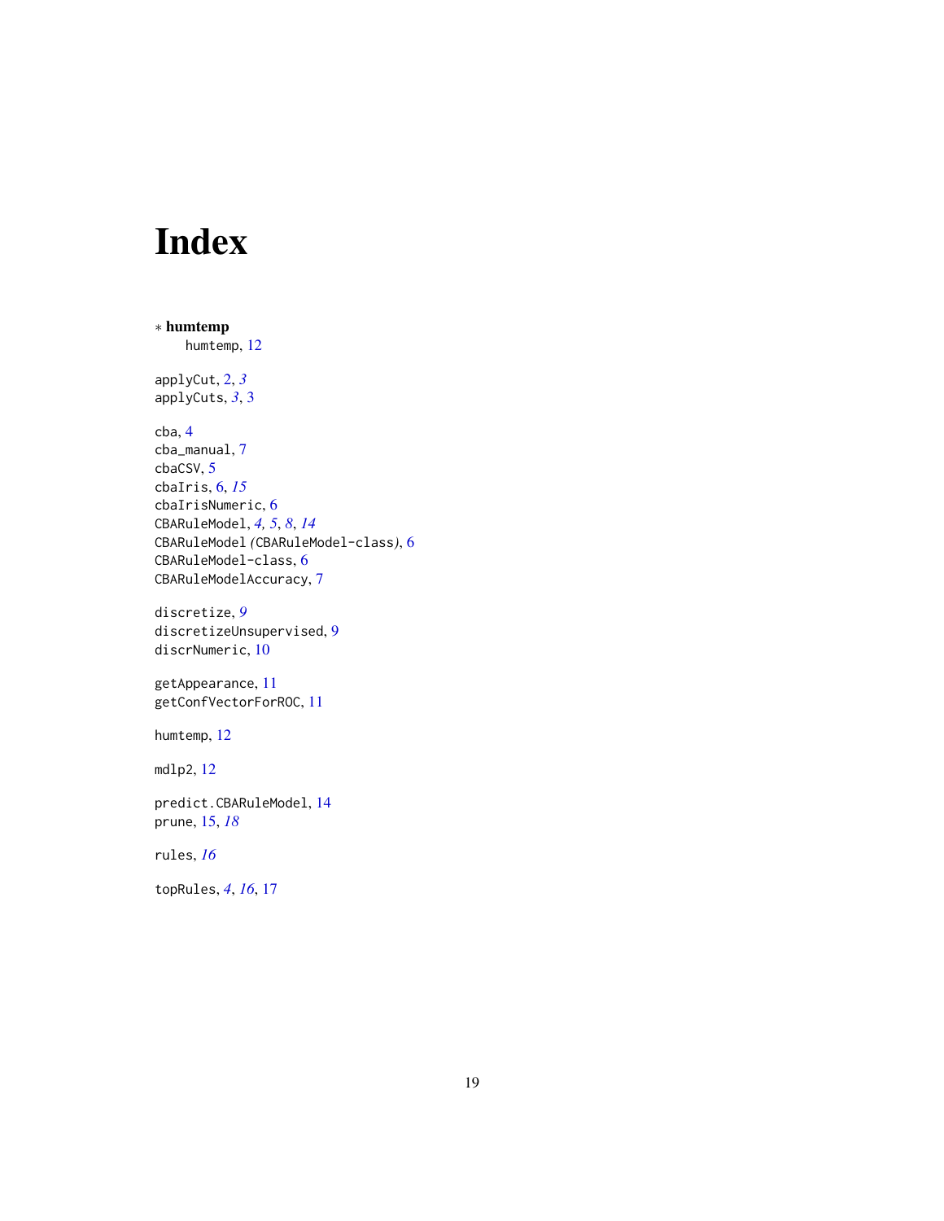# Index

∗ **humtemp**
    humtemp, 12

applyCut, 2, *3*
applyCuts, *3*, 3

cba, 4
cba_manual, 7
cbaCSV, 5
cbaIris, 6, *15*
cbaIrisNumeric, 6
CBARuleModel, *4, 5*, *8*, *14*
CBARuleModel *(*CBARuleModel-class*)*, 6
CBARuleModel-class, 6
CBARuleModelAccuracy, 7

discretize, *9*
discretizeUnsupervised, 9
discrNumeric, 10

getAppearance, 11
getConfVectorForROC, 11

humtemp, 12

mdlp2, 12

predict.CBARuleModel, 14
prune, 15, *18*

rules, *16*

topRules, *4*, *16*, 17